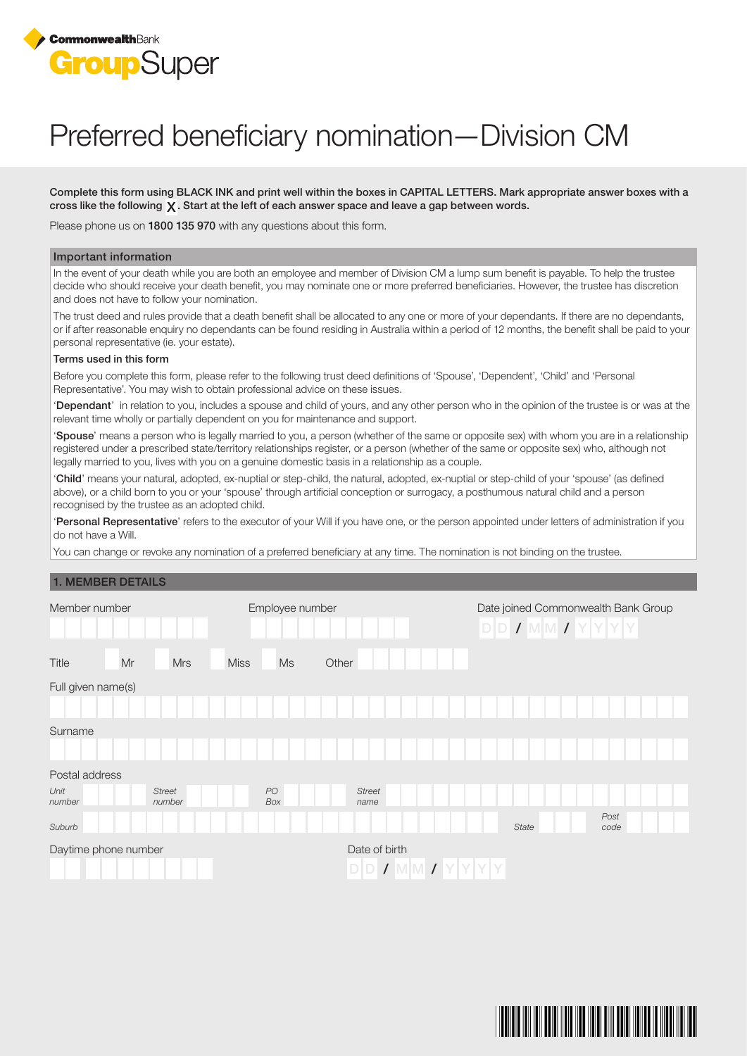CommonwealthBank GroupSuper

# Preferred beneficiary nomination—Division CM

**Complete this form using BLACK INK and print well within the boxes in CAPITAL LETTERS. Mark appropriate answer boxes with a cross like the following X. Start at the left of each answer space and leave a gap between words.**

Please phone us on **1800 135 970** with any questions about this form.

## Important information

In the event of your death while you are both an employee and member of Division CM a lump sum benefit is payable. To help the trustee decide who should receive your death benefit, you may nominate one or more preferred beneficiaries. However, the trustee has discretion and does not have to follow your nomination.

The trust deed and rules provide that a death benefit shall be allocated to any one or more of your dependants. If there are no dependants, or if after reasonable enquiry no dependants can be found residing in Australia within a period of 12 months, the benefit shall be paid to your personal representative (ie. your estate).

### Terms used in this form

Before you complete this form, please refer to the following trust deed definitions of 'Spouse', 'Dependent', 'Child' and 'Personal Representative'. You may wish to obtain professional advice on these issues.

'**Dependant**' in relation to you, includes a spouse and child of yours, and any other person who in the opinion of the trustee is or was at the relevant time wholly or partially dependent on you for maintenance and support.

'**Spouse**' means a person who is legally married to you, a person (whether of the same or opposite sex) with whom you are in a relationship registered under a prescribed state/territory relationships register, or a person (whether of the same or opposite sex) who, although not legally married to you, lives with you on a genuine domestic basis in a relationship as a couple.

'**Child**' means your natural, adopted, ex-nuptial or step-child, the natural, adopted, ex-nuptial or step-child of your 'spouse' (as defined above), or a child born to you or your 'spouse' through artificial conception or surrogacy, a posthumous natural child and a person recognised by the trustee as an adopted child.

'**Personal Representative**' refers to the executor of your Will if you have one, or the person appointed under letters of administration if you do not have a Will.

You can change or revoke any nomination of a preferred beneficiary at any time. The nomination is not binding on the trustee.

## 1. MEMBER DETAILS

Member number

Employee number

Date joined Commonwealth Bank Group DD / MM / YYYY

Title ☐ Mr ☐ Mrs ☐ Miss ☐ Ms Other

Full given name(s)

Surname

Postal address

*Unit number* *Street number* *PO Box* *Street name*

*Suburb* *State* *Post code*

Daytime phone number

Date of birth DD / MM / YYYY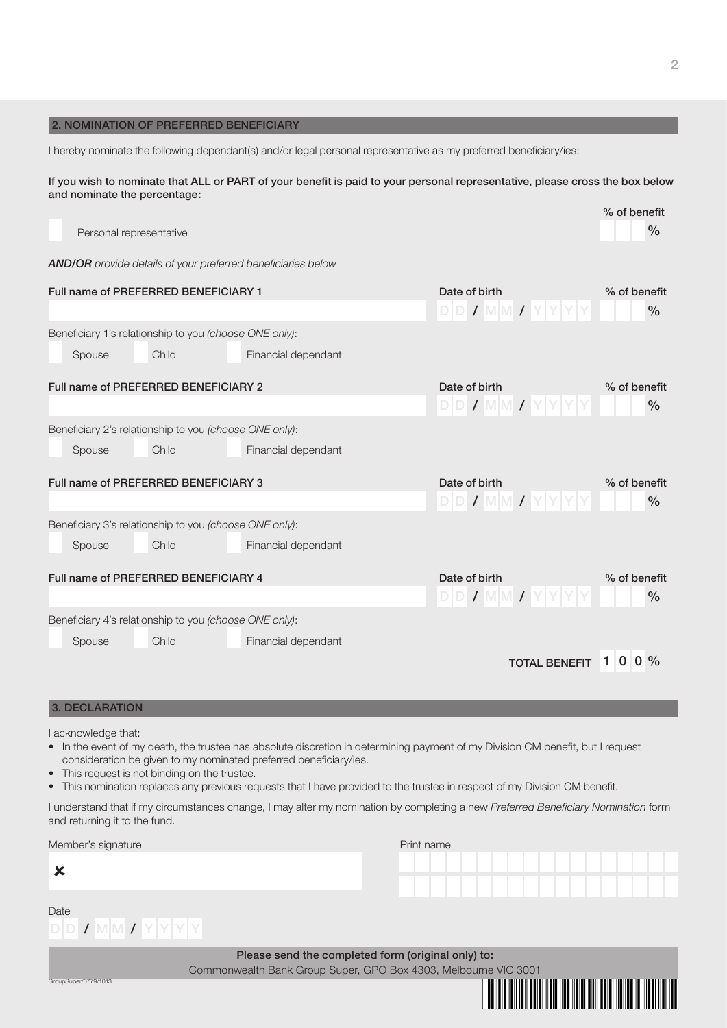## 2. NOMINATION OF PREFERRED BENEFICIARY

I hereby nominate the following dependant(s) and/or legal personal representative as my preferred beneficiary/ies:

**If you wish to nominate that ALL or PART of your benefit is paid to your personal representative, please cross the box below and nominate the percentage:**

| | % of benefit |
|---|---|
| ☐ Personal representative | % |

***AND/OR*** *provide details of your preferred beneficiaries below*

**Full name of PREFERRED BENEFICIARY 1** — Date of birth DD / MM / YYYY — % of benefit %

Beneficiary 1's relationship to you *(choose ONE only)*:

☐ Spouse ☐ Child ☐ Financial dependant

**Full name of PREFERRED BENEFICIARY 2** — Date of birth DD / MM / YYYY — % of benefit %

Beneficiary 2's relationship to you *(choose ONE only)*:

☐ Spouse ☐ Child ☐ Financial dependant

**Full name of PREFERRED BENEFICIARY 3** — Date of birth DD / MM / YYYY — % of benefit %

Beneficiary 3's relationship to you *(choose ONE only)*:

☐ Spouse ☐ Child ☐ Financial dependant

**Full name of PREFERRED BENEFICIARY 4** — Date of birth DD / MM / YYYY — % of benefit %

Beneficiary 4's relationship to you *(choose ONE only)*:

☐ Spouse ☐ Child ☐ Financial dependant

**TOTAL BENEFIT 100 %**

## 3. DECLARATION

I acknowledge that:

- In the event of my death, the trustee has absolute discretion in determining payment of my Division CM benefit, but I request consideration be given to my nominated preferred beneficiary/ies.
- This request is not binding on the trustee.
- This nomination replaces any previous requests that I have provided to the trustee in respect of my Division CM benefit.

I understand that if my circumstances change, I may alter my nomination by completing a new *Preferred Beneficiary Nomination* form and returning it to the fund.

Member's signature

✘

Print name

Date

DD / MM / YYYY

**Please send the completed form (original only) to:**

Commonwealth Bank Group Super, GPO Box 4303, Melbourne VIC 3001

GroupSuper/0779/1013